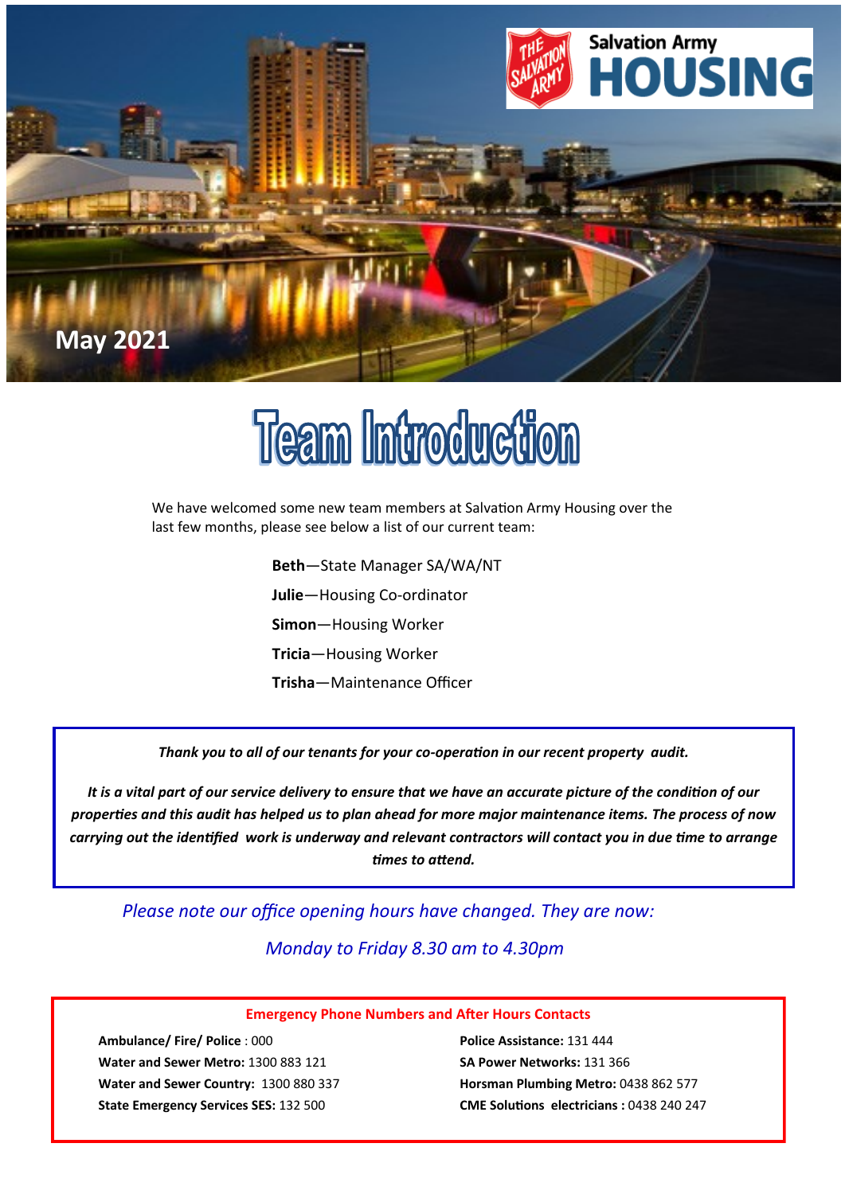Salvation Army **HOUSING**

May 2021

# Team Introduction

We have welcomed some new team members at Salvation Army Housing over the last few months, please see below a list of our current team:

**Beth**—State Manager SA/WA/NT

**Julie**—Housing Co-ordinator

**Simon**—Housing Worker

**Tricia**—Housing Worker

**Trisha**—Maintenance Officer

***Thank you to all of our tenants for your co-operation in our recent property audit.***

***It is a vital part of our service delivery to ensure that we have an accurate picture of the condition of our properties and this audit has helped us to plan ahead for more major maintenance items. The process of now carrying out the identified work is underway and relevant contractors will contact you in due time to arrange times to attend.***

*Please note our office opening hours have changed. They are now:*

*Monday to Friday 8.30 am to 4.30pm*

**Emergency Phone Numbers and After Hours Contacts**

**Ambulance/ Fire/ Police** : 000

**Water and Sewer Metro:** 1300 883 121

**Water and Sewer Country:** 1300 880 337

**State Emergency Services SES:** 132 500

**Police Assistance:** 131 444

**SA Power Networks:** 131 366

**Horsman Plumbing Metro:** 0438 862 577

**CME Solutions electricians :** 0438 240 247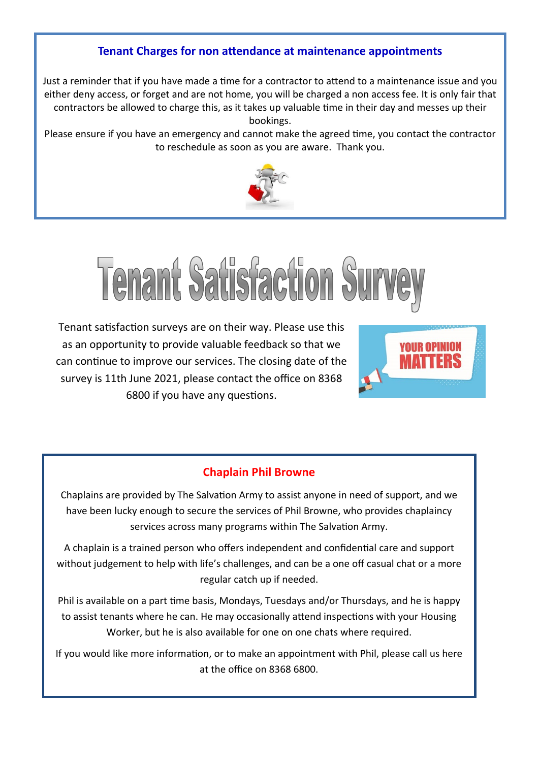## Tenant Charges for non attendance at maintenance appointments

Just a reminder that if you have made a time for a contractor to attend to a maintenance issue and you either deny access, or forget and are not home, you will be charged a non access fee. It is only fair that contractors be allowed to charge this, as it takes up valuable time in their day and messes up their bookings.

Please ensure if you have an emergency and cannot make the agreed time, you contact the contractor to reschedule as soon as you are aware. Thank you.

# Tenant Satisfaction Survey

Tenant satisfaction surveys are on their way. Please use this as an opportunity to provide valuable feedback so that we can continue to improve our services. The closing date of the survey is 11th June 2021, please contact the office on 8368 6800 if you have any questions.

YOUR OPINION MATTERS

## Chaplain Phil Browne

Chaplains are provided by The Salvation Army to assist anyone in need of support, and we have been lucky enough to secure the services of Phil Browne, who provides chaplaincy services across many programs within The Salvation Army.

A chaplain is a trained person who offers independent and confidential care and support without judgement to help with life's challenges, and can be a one off casual chat or a more regular catch up if needed.

Phil is available on a part time basis, Mondays, Tuesdays and/or Thursdays, and he is happy to assist tenants where he can. He may occasionally attend inspections with your Housing Worker, but he is also available for one on one chats where required.

If you would like more information, or to make an appointment with Phil, please call us here at the office on 8368 6800.